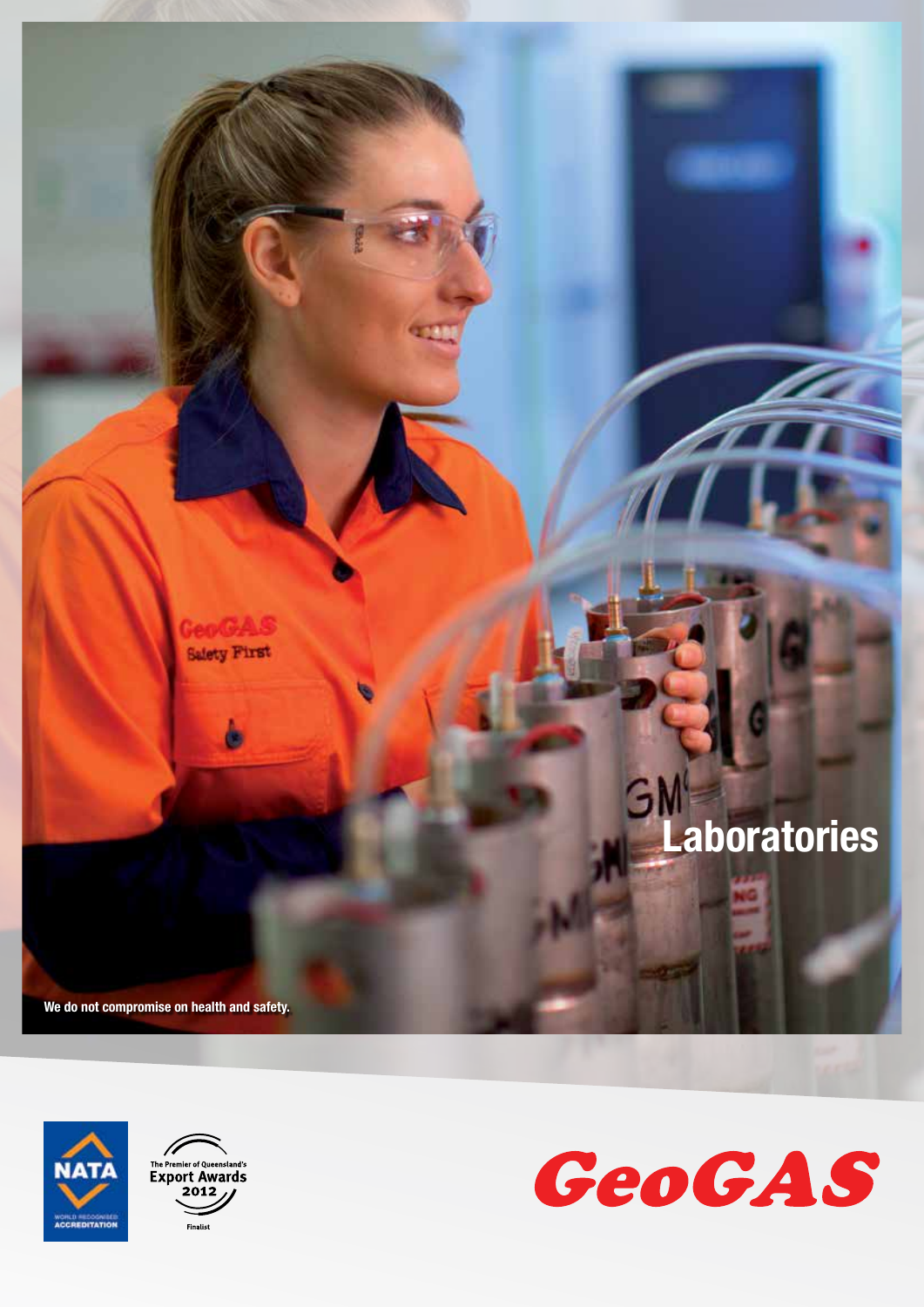# Laboratories

We do not compromise on health and safety.

NATA WORLD RECOGNISED ACCREDITATION

The Premier of Queensland's Export Awards 2012 Finalist

GeoGAS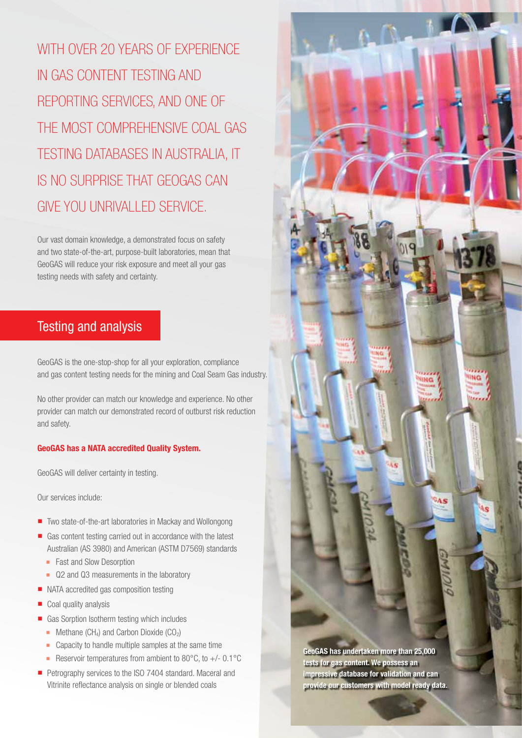WITH OVER 20 YEARS OF EXPERIENCE IN GAS CONTENT TESTING AND REPORTING SERVICES, AND ONE OF THE MOST COMPREHENSIVE COAL GAS TESTING DATABASES IN AUSTRALIA, IT IS NO SURPRISE THAT GEOGAS CAN GIVE YOU UNRIVALLED SERVICE.

Our vast domain knowledge, a demonstrated focus on safety and two state-of-the-art, purpose-built laboratories, mean that GeoGAS will reduce your risk exposure and meet all your gas testing needs with safety and certainty.

## Testing and analysis

GeoGAS is the one-stop-shop for all your exploration, compliance and gas content testing needs for the mining and Coal Seam Gas industry.

No other provider can match our knowledge and experience. No other provider can match our demonstrated record of outburst risk reduction and safety.

**GeoGAS has a NATA accredited Quality System.**

GeoGAS will deliver certainty in testing.

Our services include:

- Two state-of-the-art laboratories in Mackay and Wollongong
- Gas content testing carried out in accordance with the latest Australian (AS 3980) and American (ASTM D7569) standards
  - Fast and Slow Desorption
  - Q2 and Q3 measurements in the laboratory
- NATA accredited gas composition testing
- Coal quality analysis
- Gas Sorption Isotherm testing which includes
  - Methane ($CH_4$) and Carbon Dioxide ($CO_2$)
  - Capacity to handle multiple samples at the same time
  - Reservoir temperatures from ambient to 80°C, to +/- 0.1°C
- Petrography services to the ISO 7404 standard. Maceral and Vitrinite reflectance analysis on single or blended coals

**GeoGAS has undertaken more than 25,000 tests for gas content. We possess an impressive database for validation and can provide our customers with model ready data.**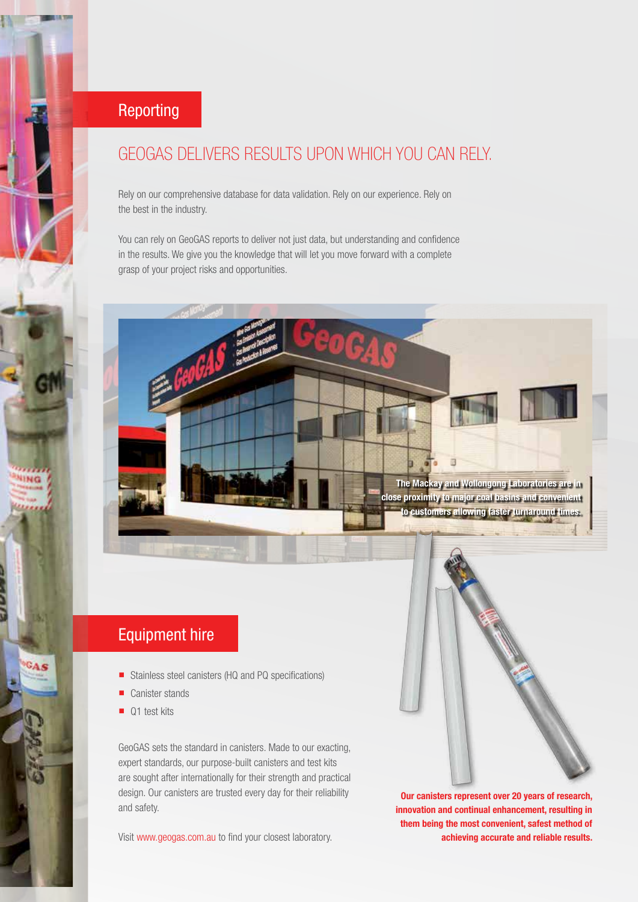## Reporting

### GEOGAS DELIVERS RESULTS UPON WHICH YOU CAN RELY.

Rely on our comprehensive database for data validation. Rely on our experience. Rely on the best in the industry.

You can rely on GeoGAS reports to deliver not just data, but understanding and confidence in the results. We give you the knowledge that will let you move forward with a complete grasp of your project risks and opportunities.

**The Mackay and Wollongong Laboratories are in close proximity to major coal basins and convenient to customers allowing faster turnaround times.**

## Equipment hire

- Stainless steel canisters (HQ and PQ specifications)
- Canister stands
- Q1 test kits

GeoGAS sets the standard in canisters. Made to our exacting, expert standards, our purpose-built canisters and test kits are sought after internationally for their strength and practical design. Our canisters are trusted every day for their reliability and safety.

Visit www.geogas.com.au to find your closest laboratory.

**Our canisters represent over 20 years of research, innovation and continual enhancement, resulting in them being the most convenient, safest method of achieving accurate and reliable results.**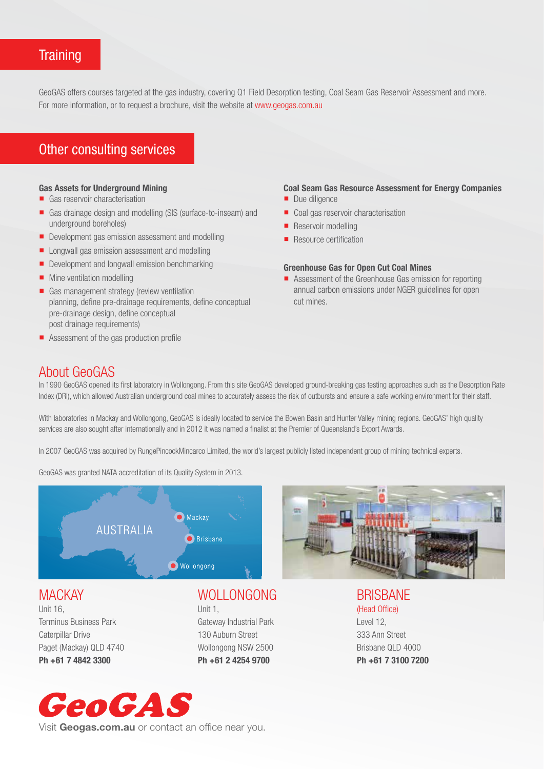## Training

GeoGAS offers courses targeted at the gas industry, covering Q1 Field Desorption testing, Coal Seam Gas Reservoir Assessment and more. For more information, or to request a brochure, visit the website at www.geogas.com.au

## Other consulting services

**Gas Assets for Underground Mining**

- Gas reservoir characterisation
- Gas drainage design and modelling (SIS (surface-to-inseam) and underground boreholes)
- Development gas emission assessment and modelling
- Longwall gas emission assessment and modelling
- Development and longwall emission benchmarking
- Mine ventilation modelling
- Gas management strategy (review ventilation planning, define pre-drainage requirements, define conceptual pre-drainage design, define conceptual post drainage requirements)
- Assessment of the gas production profile

**Coal Seam Gas Resource Assessment for Energy Companies**

- Due diligence
- Coal gas reservoir characterisation
- Reservoir modelling
- Resource certification

**Greenhouse Gas for Open Cut Coal Mines**

- Assessment of the Greenhouse Gas emission for reporting annual carbon emissions under NGER guidelines for open cut mines.

## About GeoGAS

In 1990 GeoGAS opened its first laboratory in Wollongong. From this site GeoGAS developed ground-breaking gas testing approaches such as the Desorption Rate Index (DRI), which allowed Australian underground coal mines to accurately assess the risk of outbursts and ensure a safe working environment for their staff.

With laboratories in Mackay and Wollongong, GeoGAS is ideally located to service the Bowen Basin and Hunter Valley mining regions. GeoGAS' high quality services are also sought after internationally and in 2012 it was named a finalist at the Premier of Queensland's Export Awards.

In 2007 GeoGAS was acquired by RungePincockMincarco Limited, the world's largest publicly listed independent group of mining technical experts.

GeoGAS was granted NATA accreditation of its Quality System in 2013.

AUSTRALIA

Mackay

Brisbane

Wollongong

### MACKAY

Unit 16,
Terminus Business Park
Caterpillar Drive
Paget (Mackay) QLD 4740
**Ph +61 7 4842 3300**

### WOLLONGONG

Unit 1,
Gateway Industrial Park
130 Auburn Street
Wollongong NSW 2500
**Ph +61 2 4254 9700**

### BRISBANE

(Head Office)
Level 12,
333 Ann Street
Brisbane QLD 4000
**Ph +61 7 3100 7200**

GeoGAS

Visit **Geogas.com.au** or contact an office near you.